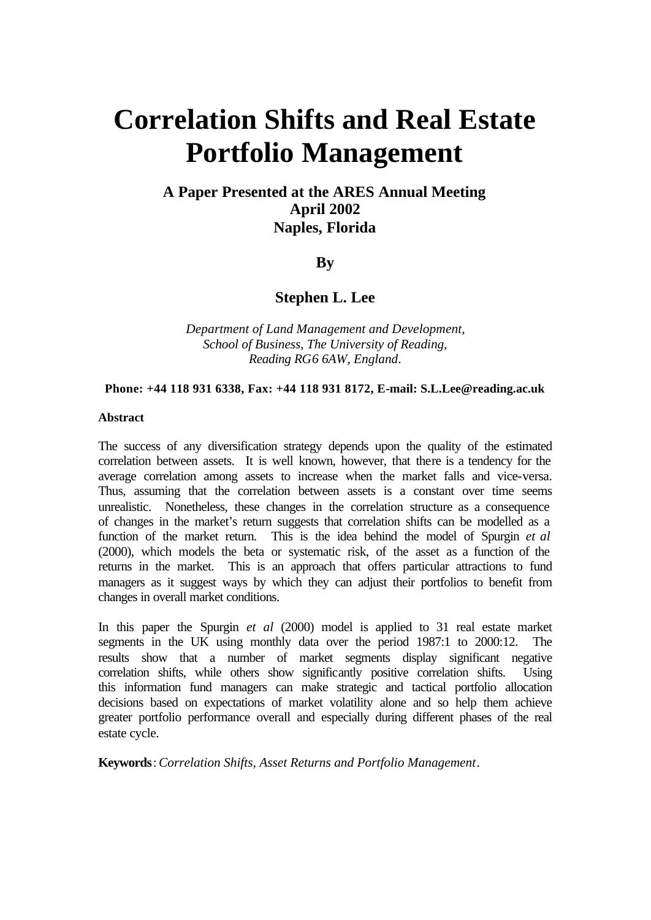# Correlation Shifts and Real Estate Portfolio Management

**A Paper Presented at the ARES Annual Meeting**
**April 2002**
**Naples, Florida**

**By**

**Stephen L. Lee**

*Department of Land Management and Development,*
*School of Business, The University of Reading,*
*Reading RG6 6AW, England.*

**Phone: +44 118 931 6338, Fax: +44 118 931 8172, E-mail: S.L.Lee@reading.ac.uk**

**Abstract**

The success of any diversification strategy depends upon the quality of the estimated correlation between assets. It is well known, however, that there is a tendency for the average correlation among assets to increase when the market falls and vice-versa. Thus, assuming that the correlation between assets is a constant over time seems unrealistic. Nonetheless, these changes in the correlation structure as a consequence of changes in the market's return suggests that correlation shifts can be modelled as a function of the market return. This is the idea behind the model of Spurgin *et al* (2000), which models the beta or systematic risk, of the asset as a function of the returns in the market. This is an approach that offers particular attractions to fund managers as it suggest ways by which they can adjust their portfolios to benefit from changes in overall market conditions.

In this paper the Spurgin *et al* (2000) model is applied to 31 real estate market segments in the UK using monthly data over the period 1987:1 to 2000:12. The results show that a number of market segments display significant negative correlation shifts, while others show significantly positive correlation shifts. Using this information fund managers can make strategic and tactical portfolio allocation decisions based on expectations of market volatility alone and so help them achieve greater portfolio performance overall and especially during different phases of the real estate cycle.

**Keywords**: *Correlation Shifts, Asset Returns and Portfolio Management*.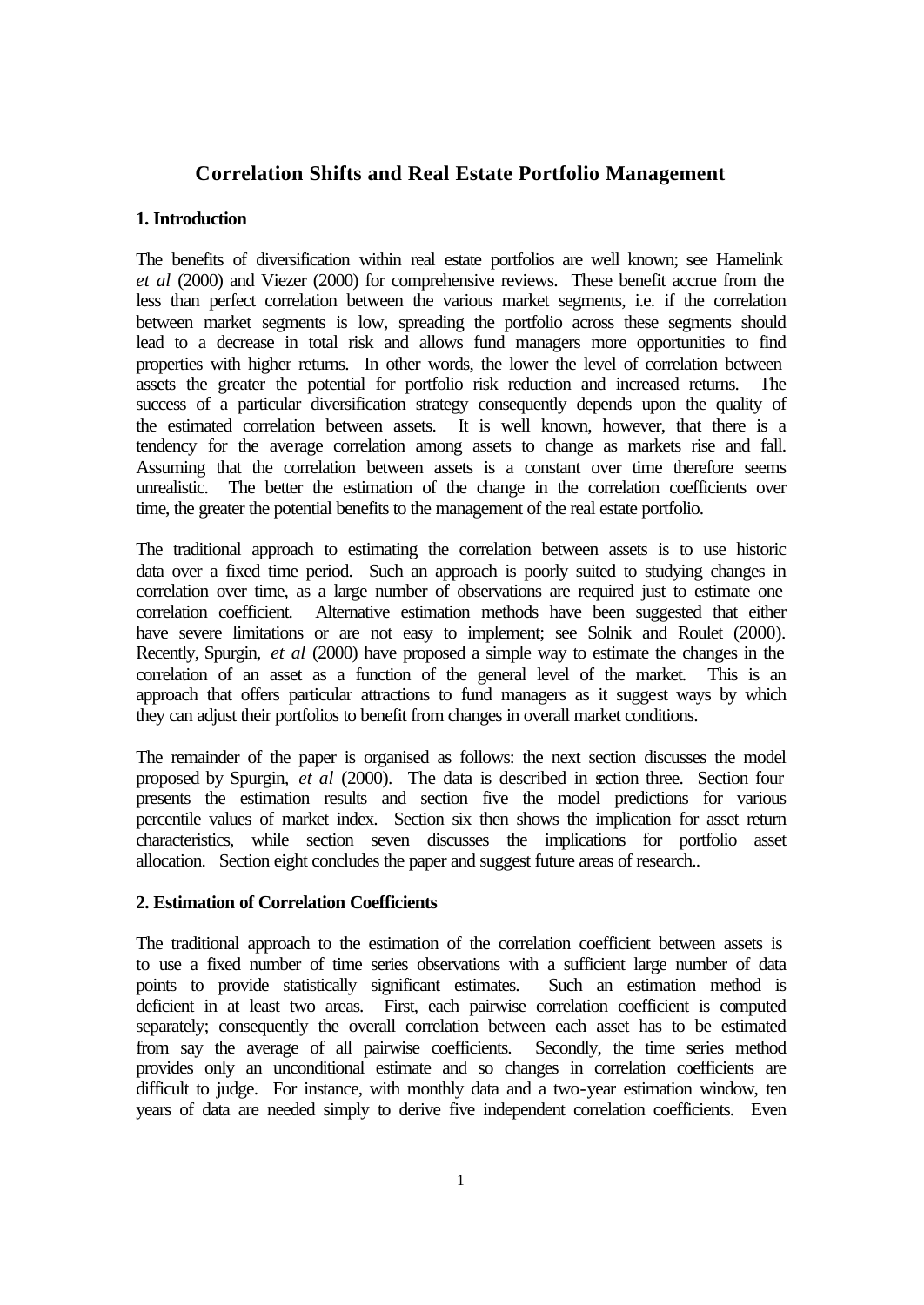# Correlation Shifts and Real Estate Portfolio Management

## 1. Introduction

The benefits of diversification within real estate portfolios are well known; see Hamelink *et al* (2000) and Viezer (2000) for comprehensive reviews. These benefit accrue from the less than perfect correlation between the various market segments, i.e. if the correlation between market segments is low, spreading the portfolio across these segments should lead to a decrease in total risk and allows fund managers more opportunities to find properties with higher returns. In other words, the lower the level of correlation between assets the greater the potential for portfolio risk reduction and increased returns. The success of a particular diversification strategy consequently depends upon the quality of the estimated correlation between assets. It is well known, however, that there is a tendency for the average correlation among assets to change as markets rise and fall. Assuming that the correlation between assets is a constant over time therefore seems unrealistic. The better the estimation of the change in the correlation coefficients over time, the greater the potential benefits to the management of the real estate portfolio.

The traditional approach to estimating the correlation between assets is to use historic data over a fixed time period. Such an approach is poorly suited to studying changes in correlation over time, as a large number of observations are required just to estimate one correlation coefficient. Alternative estimation methods have been suggested that either have severe limitations or are not easy to implement; see Solnik and Roulet (2000). Recently, Spurgin, *et al* (2000) have proposed a simple way to estimate the changes in the correlation of an asset as a function of the general level of the market. This is an approach that offers particular attractions to fund managers as it suggest ways by which they can adjust their portfolios to benefit from changes in overall market conditions.

The remainder of the paper is organised as follows: the next section discusses the model proposed by Spurgin, *et al* (2000). The data is described in section three. Section four presents the estimation results and section five the model predictions for various percentile values of market index. Section six then shows the implication for asset return characteristics, while section seven discusses the implications for portfolio asset allocation. Section eight concludes the paper and suggest future areas of research..

## 2. Estimation of Correlation Coefficients

The traditional approach to the estimation of the correlation coefficient between assets is to use a fixed number of time series observations with a sufficient large number of data points to provide statistically significant estimates. Such an estimation method is deficient in at least two areas. First, each pairwise correlation coefficient is computed separately; consequently the overall correlation between each asset has to be estimated from say the average of all pairwise coefficients. Secondly, the time series method provides only an unconditional estimate and so changes in correlation coefficients are difficult to judge. For instance, with monthly data and a two-year estimation window, ten years of data are needed simply to derive five independent correlation coefficients. Even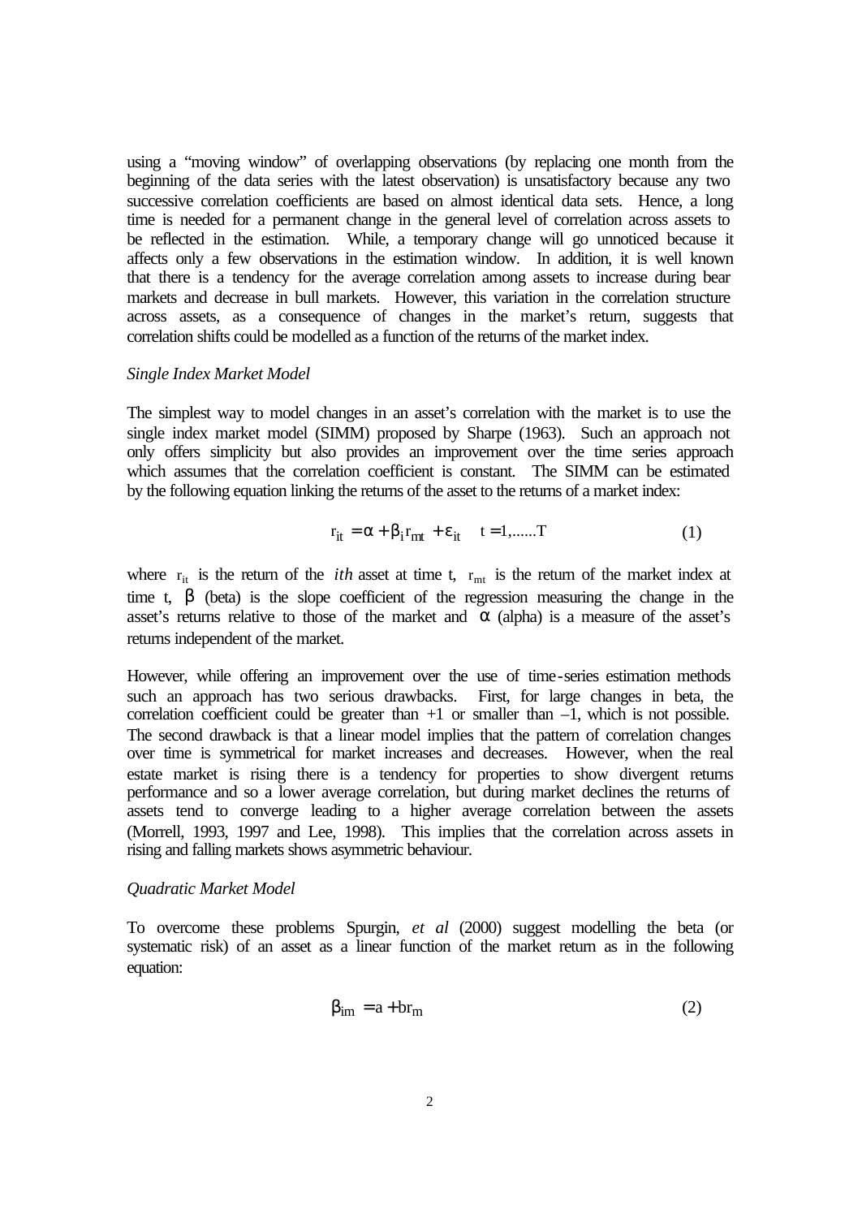using a "moving window" of overlapping observations (by replacing one month from the beginning of the data series with the latest observation) is unsatisfactory because any two successive correlation coefficients are based on almost identical data sets. Hence, a long time is needed for a permanent change in the general level of correlation across assets to be reflected in the estimation. While, a temporary change will go unnoticed because it affects only a few observations in the estimation window. In addition, it is well known that there is a tendency for the average correlation among assets to increase during bear markets and decrease in bull markets. However, this variation in the correlation structure across assets, as a consequence of changes in the market's return, suggests that correlation shifts could be modelled as a function of the returns of the market index.

*Single Index Market Model*

The simplest way to model changes in an asset's correlation with the market is to use the single index market model (SIMM) proposed by Sharpe (1963). Such an approach not only offers simplicity but also provides an improvement over the time series approach which assumes that the correlation coefficient is constant. The SIMM can be estimated by the following equation linking the returns of the asset to the returns of a market index:

$$r_{it} = \alpha + \beta_i r_{mt} + \varepsilon_{it} \quad t = 1, \ldots\ldots T \tag{1}$$

where $r_{it}$ is the return of the *ith* asset at time t, $r_{mt}$ is the return of the market index at time t, $\beta$ (beta) is the slope coefficient of the regression measuring the change in the asset's returns relative to those of the market and $\alpha$ (alpha) is a measure of the asset's returns independent of the market.

However, while offering an improvement over the use of time-series estimation methods such an approach has two serious drawbacks. First, for large changes in beta, the correlation coefficient could be greater than +1 or smaller than –1, which is not possible. The second drawback is that a linear model implies that the pattern of correlation changes over time is symmetrical for market increases and decreases. However, when the real estate market is rising there is a tendency for properties to show divergent returns performance and so a lower average correlation, but during market declines the returns of assets tend to converge leading to a higher average correlation between the assets (Morrell, 1993, 1997 and Lee, 1998). This implies that the correlation across assets in rising and falling markets shows asymmetric behaviour.

*Quadratic Market Model*

To overcome these problems Spurgin, *et al* (2000) suggest modelling the beta (or systematic risk) of an asset as a linear function of the market return as in the following equation:

$$\beta_{im} = a + br_m \tag{2}$$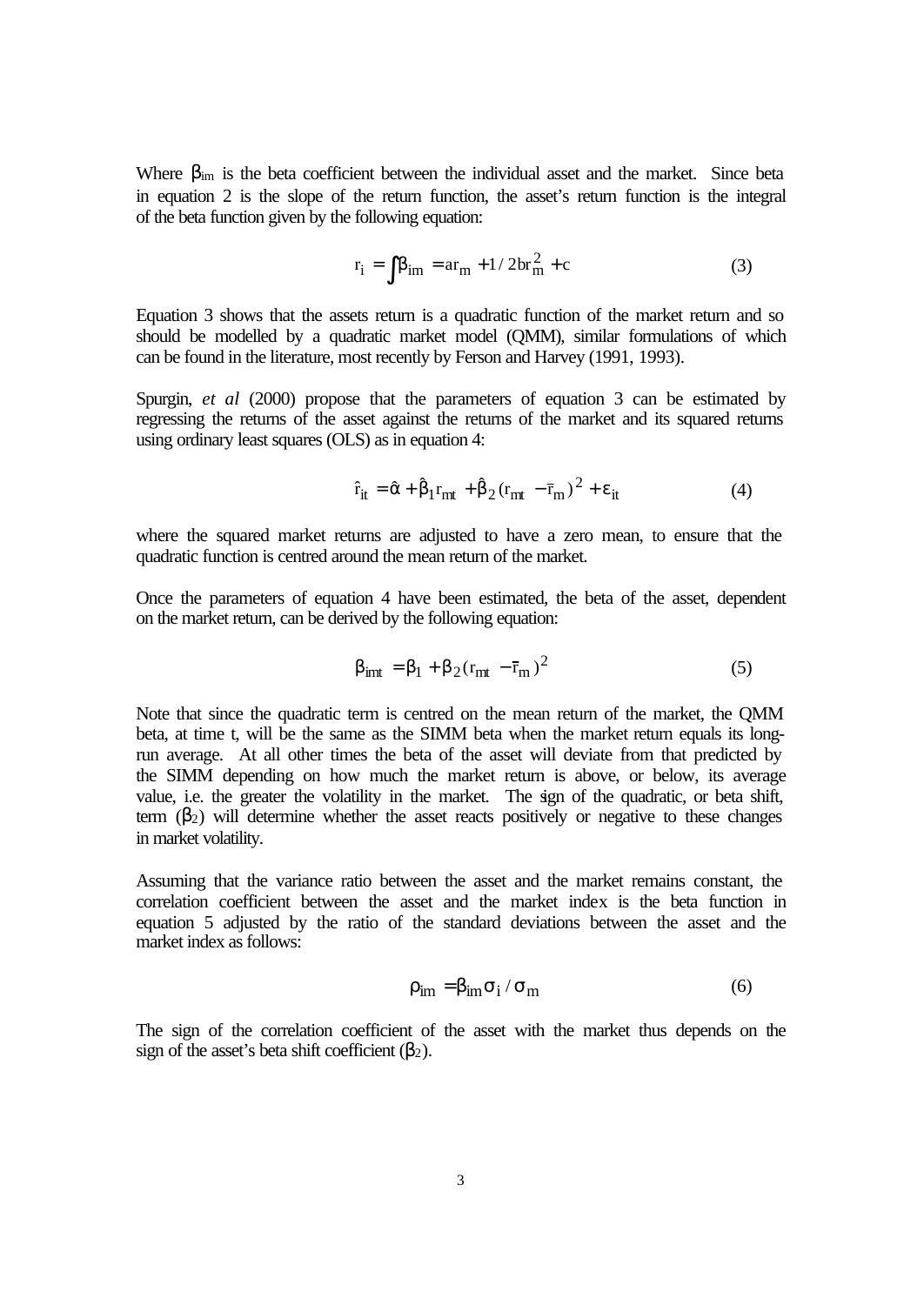Where $\beta_{im}$ is the beta coefficient between the individual asset and the market. Since beta in equation 2 is the slope of the return function, the asset's return function is the integral of the beta function given by the following equation:

$$r_i = \int \beta_{im} = ar_m + 1/2br_m^2 + c \tag{3}$$

Equation 3 shows that the assets return is a quadratic function of the market return and so should be modelled by a quadratic market model (QMM), similar formulations of which can be found in the literature, most recently by Ferson and Harvey (1991, 1993).

Spurgin, *et al* (2000) propose that the parameters of equation 3 can be estimated by regressing the returns of the asset against the returns of the market and its squared returns using ordinary least squares (OLS) as in equation 4:

$$\hat{r}_{it} = \hat{\alpha} + \hat{\beta}_1 r_{mt} + \hat{\beta}_2 (r_{mt} - \bar{r}_m)^2 + \varepsilon_{it} \tag{4}$$

where the squared market returns are adjusted to have a zero mean, to ensure that the quadratic function is centred around the mean return of the market.

Once the parameters of equation 4 have been estimated, the beta of the asset, dependent on the market return, can be derived by the following equation:

$$\beta_{imt} = \beta_1 + \beta_2 (r_{mt} - \bar{r}_m)^2 \tag{5}$$

Note that since the quadratic term is centred on the mean return of the market, the QMM beta, at time t, will be the same as the SIMM beta when the market return equals its long-run average. At all other times the beta of the asset will deviate from that predicted by the SIMM depending on how much the market return is above, or below, its average value, i.e. the greater the volatility in the market. The sign of the quadratic, or beta shift, term ($\beta_2$) will determine whether the asset reacts positively or negative to these changes in market volatility.

Assuming that the variance ratio between the asset and the market remains constant, the correlation coefficient between the asset and the market index is the beta function in equation 5 adjusted by the ratio of the standard deviations between the asset and the market index as follows:

$$\rho_{im} = \beta_{im} \sigma_i / \sigma_m \tag{6}$$

The sign of the correlation coefficient of the asset with the market thus depends on the sign of the asset's beta shift coefficient ($\beta_2$).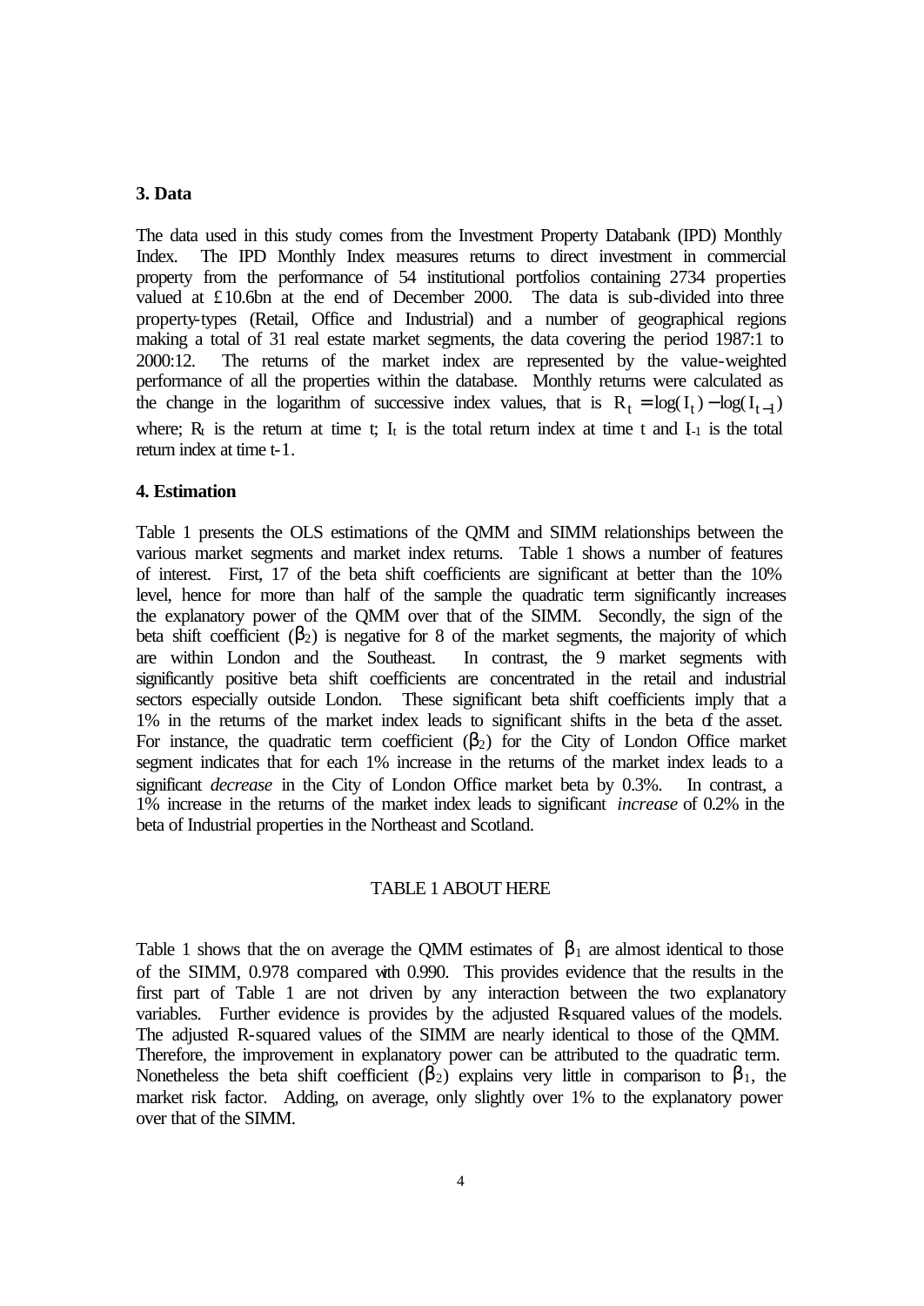### 3. Data

The data used in this study comes from the Investment Property Databank (IPD) Monthly Index. The IPD Monthly Index measures returns to direct investment in commercial property from the performance of 54 institutional portfolios containing 2734 properties valued at £10.6bn at the end of December 2000. The data is sub-divided into three property-types (Retail, Office and Industrial) and a number of geographical regions making a total of 31 real estate market segments, the data covering the period 1987:1 to 2000:12. The returns of the market index are represented by the value-weighted performance of all the properties within the database. Monthly returns were calculated as the change in the logarithm of successive index values, that is $R_t = \log(I_t) - \log(I_{t-1})$ where; $R_t$ is the return at time t; $I_t$ is the total return index at time t and $I_{t-1}$ is the total return index at time t-1.

### 4. Estimation

Table 1 presents the OLS estimations of the QMM and SIMM relationships between the various market segments and market index returns. Table 1 shows a number of features of interest. First, 17 of the beta shift coefficients are significant at better than the 10% level, hence for more than half of the sample the quadratic term significantly increases the explanatory power of the QMM over that of the SIMM. Secondly, the sign of the beta shift coefficient ($\beta_2$) is negative for 8 of the market segments, the majority of which are within London and the Southeast. In contrast, the 9 market segments with significantly positive beta shift coefficients are concentrated in the retail and industrial sectors especially outside London. These significant beta shift coefficients imply that a 1% in the returns of the market index leads to significant shifts in the beta of the asset. For instance, the quadratic term coefficient ($\beta_2$) for the City of London Office market segment indicates that for each 1% increase in the returns of the market index leads to a significant *decrease* in the City of London Office market beta by 0.3%. In contrast, a 1% increase in the returns of the market index leads to significant *increase* of 0.2% in the beta of Industrial properties in the Northeast and Scotland.

TABLE 1 ABOUT HERE

Table 1 shows that the on average the QMM estimates of $\beta_1$ are almost identical to those of the SIMM, 0.978 compared with 0.990. This provides evidence that the results in the first part of Table 1 are not driven by any interaction between the two explanatory variables. Further evidence is provides by the adjusted R-squared values of the models. The adjusted R-squared values of the SIMM are nearly identical to those of the QMM. Therefore, the improvement in explanatory power can be attributed to the quadratic term. Nonetheless the beta shift coefficient ($\beta_2$) explains very little in comparison to $\beta_1$, the market risk factor. Adding, on average, only slightly over 1% to the explanatory power over that of the SIMM.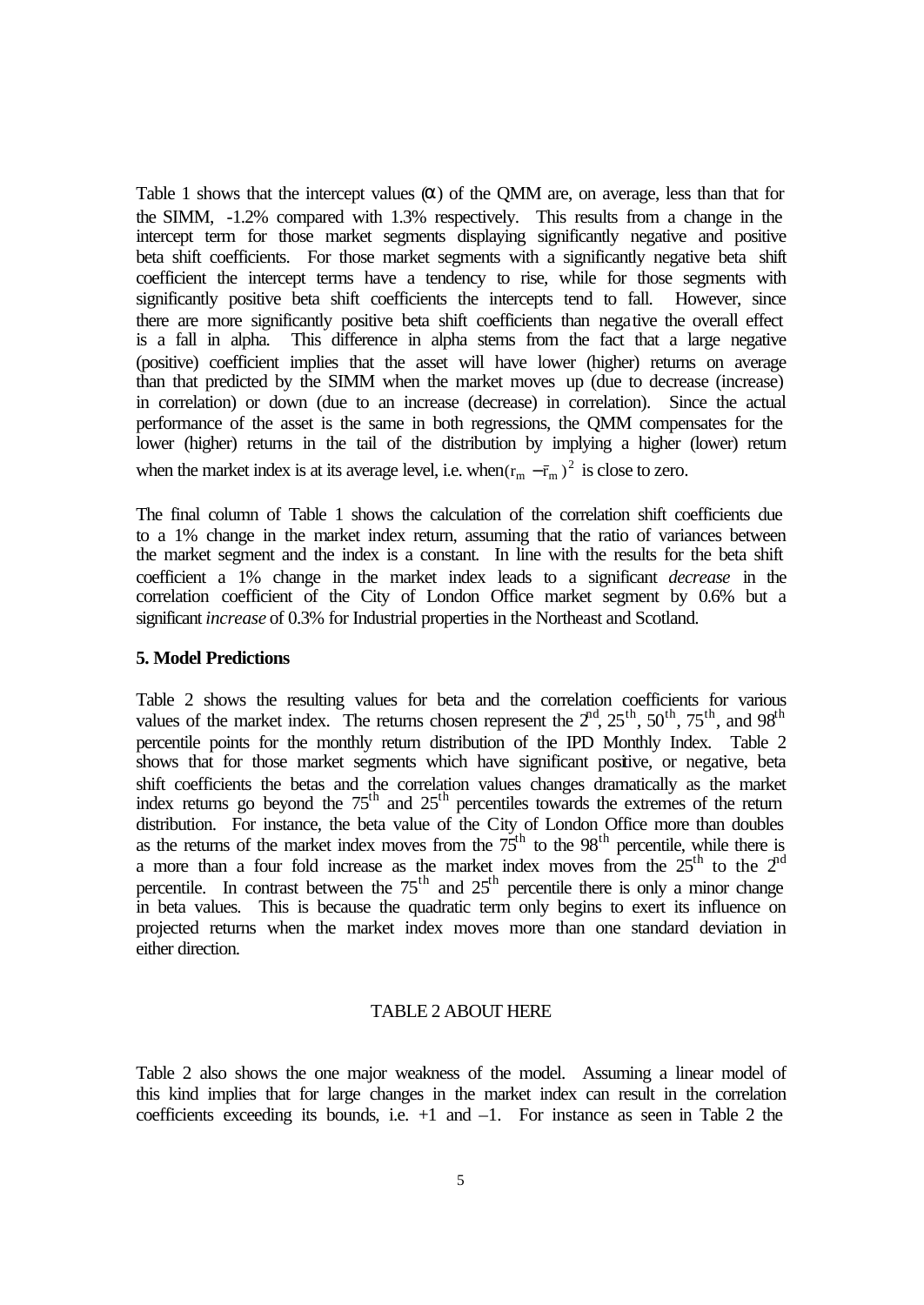Table 1 shows that the intercept values ($\alpha$) of the QMM are, on average, less than that for the SIMM, -1.2% compared with 1.3% respectively. This results from a change in the intercept term for those market segments displaying significantly negative and positive beta shift coefficients. For those market segments with a significantly negative beta shift coefficient the intercept terms have a tendency to rise, while for those segments with significantly positive beta shift coefficients the intercepts tend to fall. However, since there are more significantly positive beta shift coefficients than negative the overall effect is a fall in alpha. This difference in alpha stems from the fact that a large negative (positive) coefficient implies that the asset will have lower (higher) returns on average than that predicted by the SIMM when the market moves up (due to decrease (increase) in correlation) or down (due to an increase (decrease) in correlation). Since the actual performance of the asset is the same in both regressions, the QMM compensates for the lower (higher) returns in the tail of the distribution by implying a higher (lower) return when the market index is at its average level, i.e. when $(r_m - \bar{r}_m)^2$ is close to zero.

The final column of Table 1 shows the calculation of the correlation shift coefficients due to a 1% change in the market index return, assuming that the ratio of variances between the market segment and the index is a constant. In line with the results for the beta shift coefficient a 1% change in the market index leads to a significant *decrease* in the correlation coefficient of the City of London Office market segment by 0.6% but a significant *increase* of 0.3% for Industrial properties in the Northeast and Scotland.

## 5. Model Predictions

Table 2 shows the resulting values for beta and the correlation coefficients for various values of the market index. The returns chosen represent the $2^{nd}$, $25^{th}$, $50^{th}$, $75^{th}$, and $98^{th}$ percentile points for the monthly return distribution of the IPD Monthly Index. Table 2 shows that for those market segments which have significant positive, or negative, beta shift coefficients the betas and the correlation values changes dramatically as the market index returns go beyond the $75^{th}$ and $25^{th}$ percentiles towards the extremes of the return distribution. For instance, the beta value of the City of London Office more than doubles as the returns of the market index moves from the $75^{th}$ to the $98^{th}$ percentile, while there is a more than a four fold increase as the market index moves from the $25^{th}$ to the $2^{nd}$ percentile. In contrast between the $75^{th}$ and $25^{th}$ percentile there is only a minor change in beta values. This is because the quadratic term only begins to exert its influence on projected returns when the market index moves more than one standard deviation in either direction.

TABLE 2 ABOUT HERE

Table 2 also shows the one major weakness of the model. Assuming a linear model of this kind implies that for large changes in the market index can result in the correlation coefficients exceeding its bounds, i.e. +1 and –1. For instance as seen in Table 2 the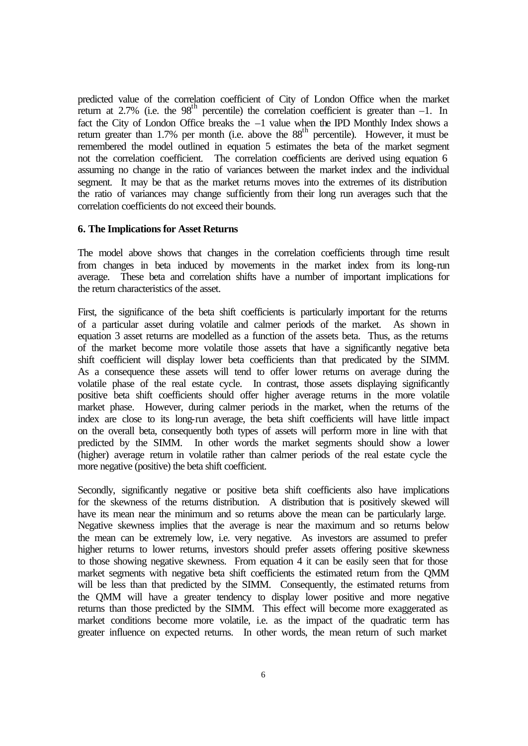predicted value of the correlation coefficient of City of London Office when the market return at 2.7% (i.e. the 98th percentile) the correlation coefficient is greater than –1. In fact the City of London Office breaks the –1 value when the IPD Monthly Index shows a return greater than 1.7% per month (i.e. above the 88th percentile). However, it must be remembered the model outlined in equation 5 estimates the beta of the market segment not the correlation coefficient. The correlation coefficients are derived using equation 6 assuming no change in the ratio of variances between the market index and the individual segment. It may be that as the market returns moves into the extremes of its distribution the ratio of variances may change sufficiently from their long run averages such that the correlation coefficients do not exceed their bounds.

## 6. The Implications for Asset Returns

The model above shows that changes in the correlation coefficients through time result from changes in beta induced by movements in the market index from its long-run average. These beta and correlation shifts have a number of important implications for the return characteristics of the asset.

First, the significance of the beta shift coefficients is particularly important for the returns of a particular asset during volatile and calmer periods of the market. As shown in equation 3 asset returns are modelled as a function of the assets beta. Thus, as the returns of the market become more volatile those assets that have a significantly negative beta shift coefficient will display lower beta coefficients than that predicated by the SIMM. As a consequence these assets will tend to offer lower returns on average during the volatile phase of the real estate cycle. In contrast, those assets displaying significantly positive beta shift coefficients should offer higher average returns in the more volatile market phase. However, during calmer periods in the market, when the returns of the index are close to its long-run average, the beta shift coefficients will have little impact on the overall beta, consequently both types of assets will perform more in line with that predicted by the SIMM. In other words the market segments should show a lower (higher) average return in volatile rather than calmer periods of the real estate cycle the more negative (positive) the beta shift coefficient.

Secondly, significantly negative or positive beta shift coefficients also have implications for the skewness of the returns distribution. A distribution that is positively skewed will have its mean near the minimum and so returns above the mean can be particularly large. Negative skewness implies that the average is near the maximum and so returns below the mean can be extremely low, i.e. very negative. As investors are assumed to prefer higher returns to lower returns, investors should prefer assets offering positive skewness to those showing negative skewness. From equation 4 it can be easily seen that for those market segments with negative beta shift coefficients the estimated return from the QMM will be less than that predicted by the SIMM. Consequently, the estimated returns from the QMM will have a greater tendency to display lower positive and more negative returns than those predicted by the SIMM. This effect will become more exaggerated as market conditions become more volatile, i.e. as the impact of the quadratic term has greater influence on expected returns. In other words, the mean return of such market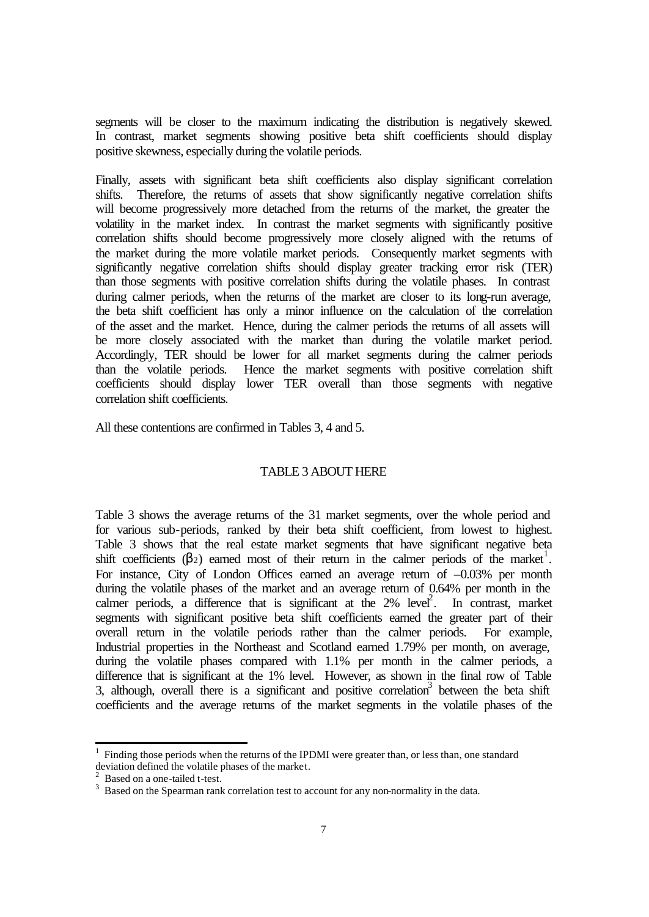segments will be closer to the maximum indicating the distribution is negatively skewed. In contrast, market segments showing positive beta shift coefficients should display positive skewness, especially during the volatile periods.

Finally, assets with significant beta shift coefficients also display significant correlation shifts. Therefore, the returns of assets that show significantly negative correlation shifts will become progressively more detached from the returns of the market, the greater the volatility in the market index. In contrast the market segments with significantly positive correlation shifts should become progressively more closely aligned with the returns of the market during the more volatile market periods. Consequently market segments with significantly negative correlation shifts should display greater tracking error risk (TER) than those segments with positive correlation shifts during the volatile phases. In contrast during calmer periods, when the returns of the market are closer to its long-run average, the beta shift coefficient has only a minor influence on the calculation of the correlation of the asset and the market. Hence, during the calmer periods the returns of all assets will be more closely associated with the market than during the volatile market period. Accordingly, TER should be lower for all market segments during the calmer periods than the volatile periods. Hence the market segments with positive correlation shift coefficients should display lower TER overall than those segments with negative correlation shift coefficients.

All these contentions are confirmed in Tables 3, 4 and 5.

TABLE 3 ABOUT HERE

Table 3 shows the average returns of the 31 market segments, over the whole period and for various sub-periods, ranked by their beta shift coefficient, from lowest to highest. Table 3 shows that the real estate market segments that have significant negative beta shift coefficients ($\beta_2$) earned most of their return in the calmer periods of the market[1]. For instance, City of London Offices earned an average return of –0.03% per month during the volatile phases of the market and an average return of 0.64% per month in the calmer periods, a difference that is significant at the 2% level[2]. In contrast, market segments with significant positive beta shift coefficients earned the greater part of their overall return in the volatile periods rather than the calmer periods. For example, Industrial properties in the Northeast and Scotland earned 1.79% per month, on average, during the volatile phases compared with 1.1% per month in the calmer periods, a difference that is significant at the 1% level. However, as shown in the final row of Table 3, although, overall there is a significant and positive correlation[3] between the beta shift coefficients and the average returns of the market segments in the volatile phases of the

---

[1] Finding those periods when the returns of the IPDMI were greater than, or less than, one standard deviation defined the volatile phases of the market.

[2] Based on a one-tailed t-test.

[3] Based on the Spearman rank correlation test to account for any non-normality in the data.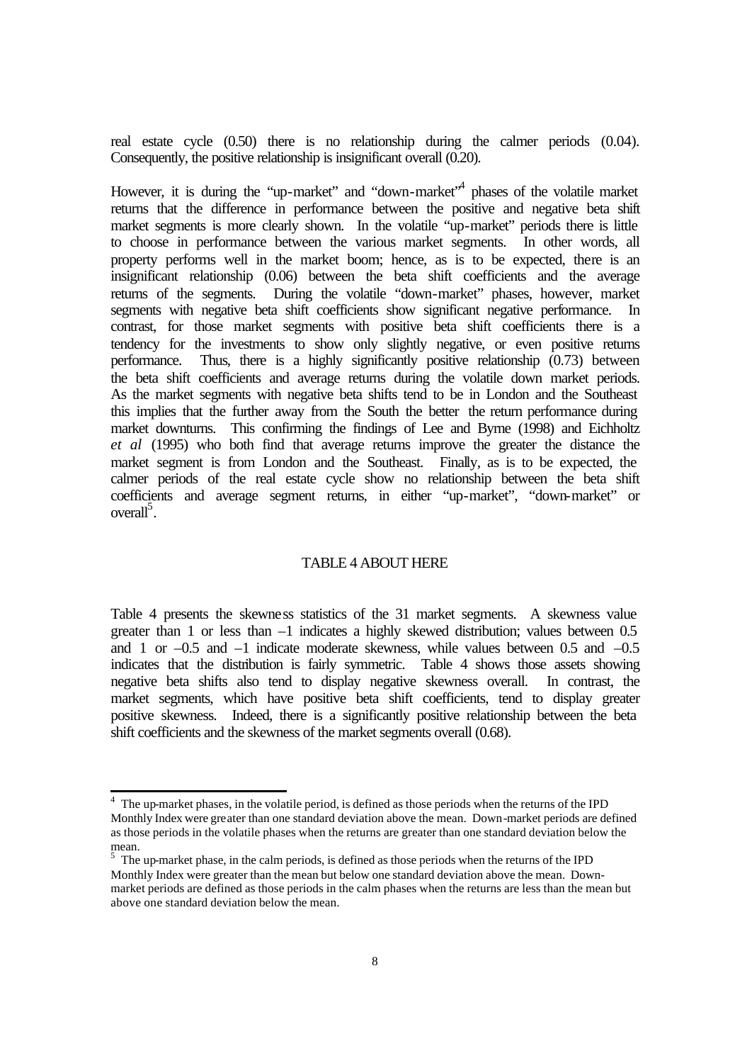real estate cycle (0.50) there is no relationship during the calmer periods (0.04). Consequently, the positive relationship is insignificant overall (0.20).

However, it is during the "up-market" and "down-market"[4] phases of the volatile market returns that the difference in performance between the positive and negative beta shift market segments is more clearly shown. In the volatile "up-market" periods there is little to choose in performance between the various market segments. In other words, all property performs well in the market boom; hence, as is to be expected, there is an insignificant relationship (0.06) between the beta shift coefficients and the average returns of the segments. During the volatile "down-market" phases, however, market segments with negative beta shift coefficients show significant negative performance. In contrast, for those market segments with positive beta shift coefficients there is a tendency for the investments to show only slightly negative, or even positive returns performance. Thus, there is a highly significantly positive relationship (0.73) between the beta shift coefficients and average returns during the volatile down market periods. As the market segments with negative beta shifts tend to be in London and the Southeast this implies that the further away from the South the better the return performance during market downturns. This confirming the findings of Lee and Byrne (1998) and Eichholtz *et al* (1995) who both find that average returns improve the greater the distance the market segment is from London and the Southeast. Finally, as is to be expected, the calmer periods of the real estate cycle show no relationship between the beta shift coefficients and average segment returns, in either "up-market", "down-market" or overall[5].

TABLE 4 ABOUT HERE

Table 4 presents the skewness statistics of the 31 market segments. A skewness value greater than 1 or less than –1 indicates a highly skewed distribution; values between 0.5 and 1 or –0.5 and –1 indicate moderate skewness, while values between 0.5 and –0.5 indicates that the distribution is fairly symmetric. Table 4 shows those assets showing negative beta shifts also tend to display negative skewness overall. In contrast, the market segments, which have positive beta shift coefficients, tend to display greater positive skewness. Indeed, there is a significantly positive relationship between the beta shift coefficients and the skewness of the market segments overall (0.68).

---

[4] The up-market phases, in the volatile period, is defined as those periods when the returns of the IPD Monthly Index were greater than one standard deviation above the mean. Down-market periods are defined as those periods in the volatile phases when the returns are greater than one standard deviation below the mean.

[5] The up-market phase, in the calm periods, is defined as those periods when the returns of the IPD Monthly Index were greater than the mean but below one standard deviation above the mean. Down-market periods are defined as those periods in the calm phases when the returns are less than the mean but above one standard deviation below the mean.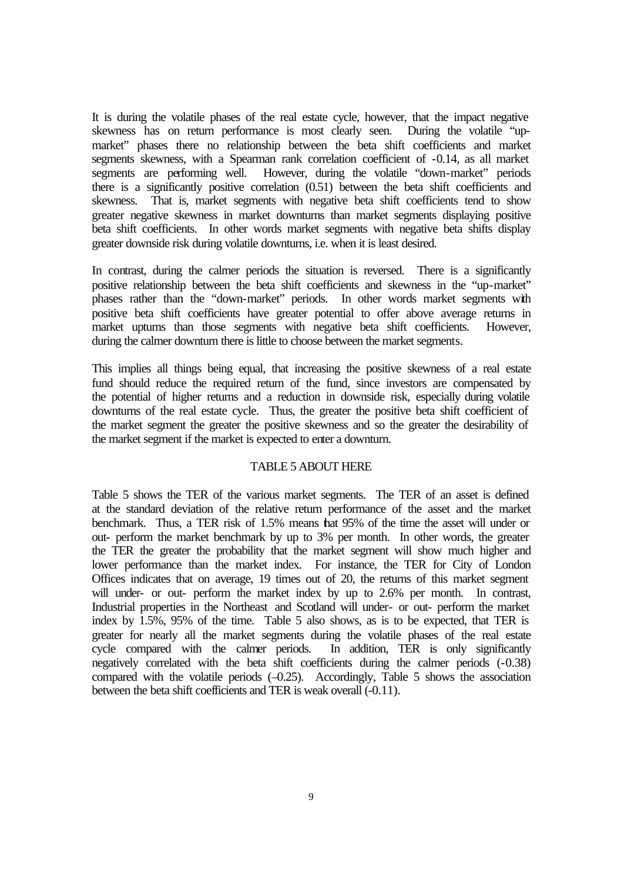It is during the volatile phases of the real estate cycle, however, that the impact negative skewness has on return performance is most clearly seen. During the volatile "up-market" phases there no relationship between the beta shift coefficients and market segments skewness, with a Spearman rank correlation coefficient of -0.14, as all market segments are performing well. However, during the volatile "down-market" periods there is a significantly positive correlation (0.51) between the beta shift coefficients and skewness. That is, market segments with negative beta shift coefficients tend to show greater negative skewness in market downturns than market segments displaying positive beta shift coefficients. In other words market segments with negative beta shifts display greater downside risk during volatile downturns, i.e. when it is least desired.

In contrast, during the calmer periods the situation is reversed. There is a significantly positive relationship between the beta shift coefficients and skewness in the "up-market" phases rather than the "down-market" periods. In other words market segments with positive beta shift coefficients have greater potential to offer above average returns in market upturns than those segments with negative beta shift coefficients. However, during the calmer downturn there is little to choose between the market segments.

This implies all things being equal, that increasing the positive skewness of a real estate fund should reduce the required return of the fund, since investors are compensated by the potential of higher returns and a reduction in downside risk, especially during volatile downturns of the real estate cycle. Thus, the greater the positive beta shift coefficient of the market segment the greater the positive skewness and so the greater the desirability of the market segment if the market is expected to enter a downturn.

TABLE 5 ABOUT HERE

Table 5 shows the TER of the various market segments. The TER of an asset is defined at the standard deviation of the relative return performance of the asset and the market benchmark. Thus, a TER risk of 1.5% means that 95% of the time the asset will under or out- perform the market benchmark by up to 3% per month. In other words, the greater the TER the greater the probability that the market segment will show much higher and lower performance than the market index. For instance, the TER for City of London Offices indicates that on average, 19 times out of 20, the returns of this market segment will under- or out- perform the market index by up to 2.6% per month. In contrast, Industrial properties in the Northeast and Scotland will under- or out- perform the market index by 1.5%, 95% of the time. Table 5 also shows, as is to be expected, that TER is greater for nearly all the market segments during the volatile phases of the real estate cycle compared with the calmer periods. In addition, TER is only significantly negatively correlated with the beta shift coefficients during the calmer periods (-0.38) compared with the volatile periods (–0.25). Accordingly, Table 5 shows the association between the beta shift coefficients and TER is weak overall (-0.11).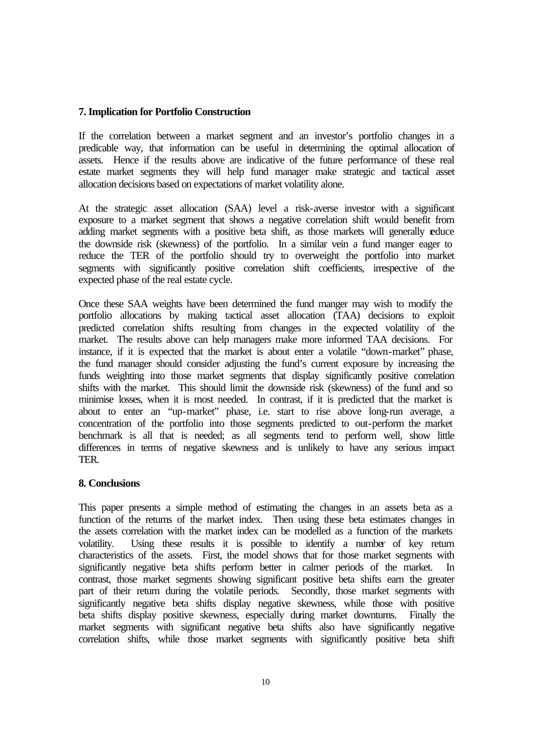## 7. Implication for Portfolio Construction

If the correlation between a market segment and an investor's portfolio changes in a predicable way, that information can be useful in determining the optimal allocation of assets. Hence if the results above are indicative of the future performance of these real estate market segments they will help fund manager make strategic and tactical asset allocation decisions based on expectations of market volatility alone.

At the strategic asset allocation (SAA) level a risk-averse investor with a significant exposure to a market segment that shows a negative correlation shift would benefit from adding market segments with a positive beta shift, as those markets will generally reduce the downside risk (skewness) of the portfolio. In a similar vein a fund manger eager to reduce the TER of the portfolio should try to overweight the portfolio into market segments with significantly positive correlation shift coefficients, irrespective of the expected phase of the real estate cycle.

Once these SAA weights have been determined the fund manger may wish to modify the portfolio allocations by making tactical asset allocation (TAA) decisions to exploit predicted correlation shifts resulting from changes in the expected volatility of the market. The results above can help managers make more informed TAA decisions. For instance, if it is expected that the market is about enter a volatile "down-market" phase, the fund manager should consider adjusting the fund's current exposure by increasing the funds weighting into those market segments that display significantly positive correlation shifts with the market. This should limit the downside risk (skewness) of the fund and so minimise losses, when it is most needed. In contrast, if it is predicted that the market is about to enter an "up-market" phase, i.e. start to rise above long-run average, a concentration of the portfolio into those segments predicted to out-perform the market benchmark is all that is needed; as all segments tend to perform well, show little differences in terms of negative skewness and is unlikely to have any serious impact TER.

## 8. Conclusions

This paper presents a simple method of estimating the changes in an assets beta as a function of the returns of the market index. Then using these beta estimates changes in the assets correlation with the market index can be modelled as a function of the markets volatility. Using these results it is possible to identify a number of key return characteristics of the assets. First, the model shows that for those market segments with significantly negative beta shifts perform better in calmer periods of the market. In contrast, those market segments showing significant positive beta shifts earn the greater part of their return during the volatile periods. Secondly, those market segments with significantly negative beta shifts display negative skewness, while those with positive beta shifts display positive skewness, especially during market downturns. Finally the market segments with significant negative beta shifts also have significantly negative correlation shifts, while those market segments with significantly positive beta shift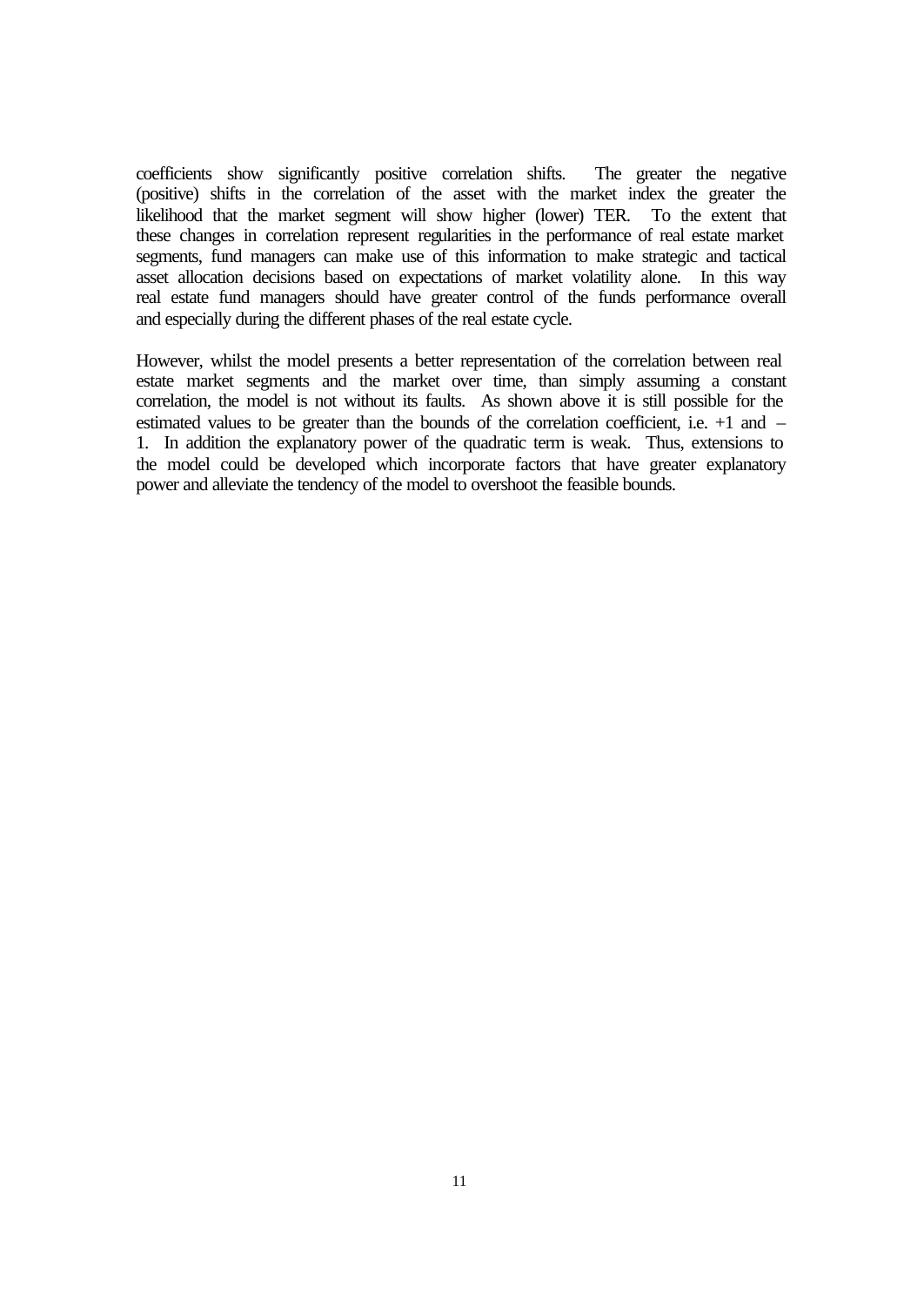coefficients show significantly positive correlation shifts. The greater the negative (positive) shifts in the correlation of the asset with the market index the greater the likelihood that the market segment will show higher (lower) TER. To the extent that these changes in correlation represent regularities in the performance of real estate market segments, fund managers can make use of this information to make strategic and tactical asset allocation decisions based on expectations of market volatility alone. In this way real estate fund managers should have greater control of the funds performance overall and especially during the different phases of the real estate cycle.

However, whilst the model presents a better representation of the correlation between real estate market segments and the market over time, than simply assuming a constant correlation, the model is not without its faults. As shown above it is still possible for the estimated values to be greater than the bounds of the correlation coefficient, i.e. +1 and –1. In addition the explanatory power of the quadratic term is weak. Thus, extensions to the model could be developed which incorporate factors that have greater explanatory power and alleviate the tendency of the model to overshoot the feasible bounds.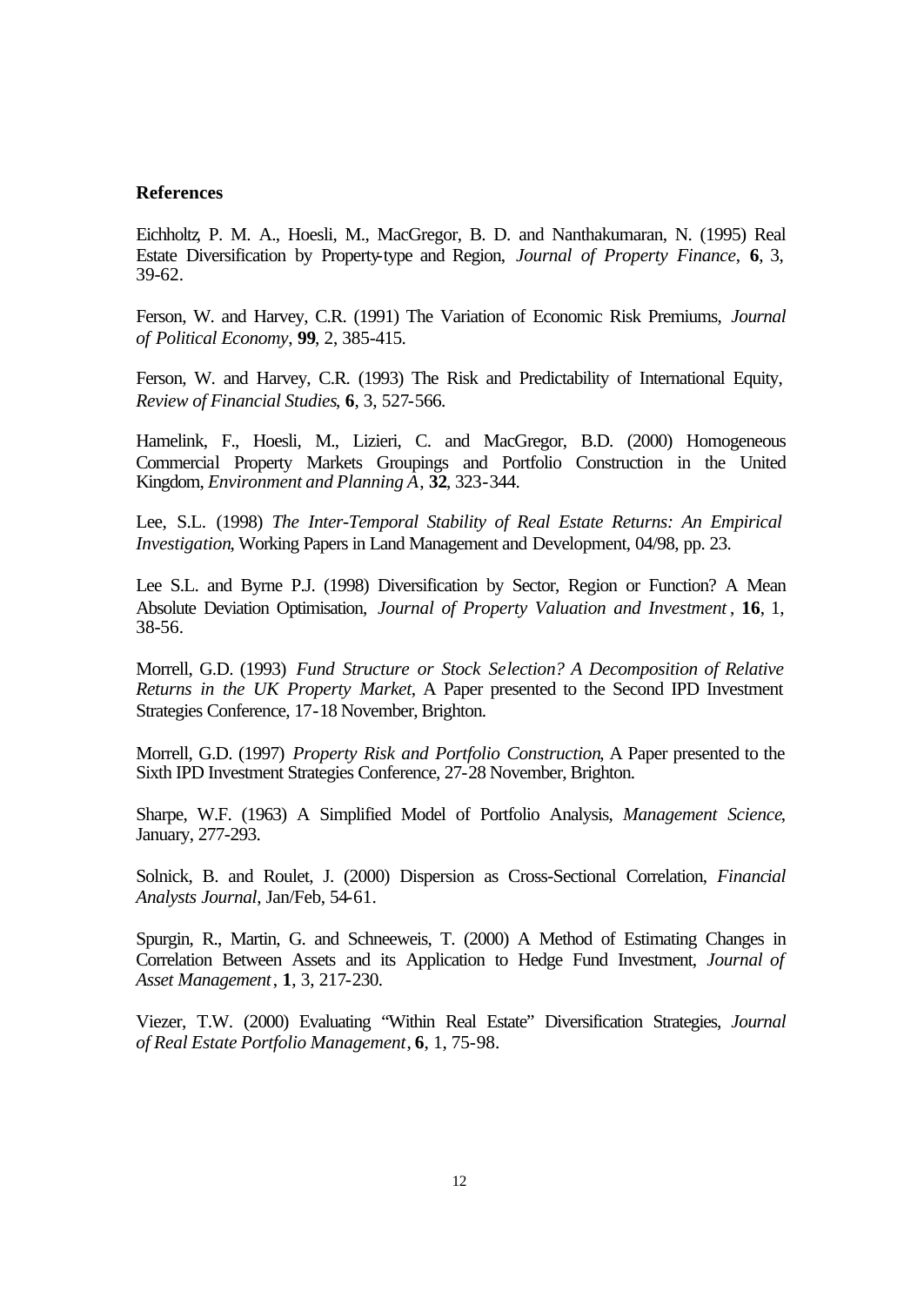**References**

Eichholtz, P. M. A., Hoesli, M., MacGregor, B. D. and Nanthakumaran, N. (1995) Real Estate Diversification by Property-type and Region, *Journal of Property Finance*, **6**, 3, 39-62.

Ferson, W. and Harvey, C.R. (1991) The Variation of Economic Risk Premiums, *Journal of Political Economy*, **99**, 2, 385-415.

Ferson, W. and Harvey, C.R. (1993) The Risk and Predictability of International Equity, *Review of Financial Studies*, **6**, 3, 527-566.

Hamelink, F., Hoesli, M., Lizieri, C. and MacGregor, B.D. (2000) Homogeneous Commercial Property Markets Groupings and Portfolio Construction in the United Kingdom, *Environment and Planning A*, **32**, 323-344.

Lee, S.L. (1998) *The Inter-Temporal Stability of Real Estate Returns: An Empirical Investigation*, Working Papers in Land Management and Development, 04/98, pp. 23.

Lee S.L. and Byrne P.J. (1998) Diversification by Sector, Region or Function? A Mean Absolute Deviation Optimisation, *Journal of Property Valuation and Investment*, **16**, 1, 38-56.

Morrell, G.D. (1993) *Fund Structure or Stock Selection? A Decomposition of Relative Returns in the UK Property Market*, A Paper presented to the Second IPD Investment Strategies Conference, 17-18 November, Brighton.

Morrell, G.D. (1997) *Property Risk and Portfolio Construction*, A Paper presented to the Sixth IPD Investment Strategies Conference, 27-28 November, Brighton.

Sharpe, W.F. (1963) A Simplified Model of Portfolio Analysis, *Management Science*, January, 277-293.

Solnick, B. and Roulet, J. (2000) Dispersion as Cross-Sectional Correlation, *Financial Analysts Journal*, Jan/Feb, 54-61.

Spurgin, R., Martin, G. and Schneeweis, T. (2000) A Method of Estimating Changes in Correlation Between Assets and its Application to Hedge Fund Investment, *Journal of Asset Management*, **1**, 3, 217-230.

Viezer, T.W. (2000) Evaluating "Within Real Estate" Diversification Strategies, *Journal of Real Estate Portfolio Management*, **6**, 1, 75-98.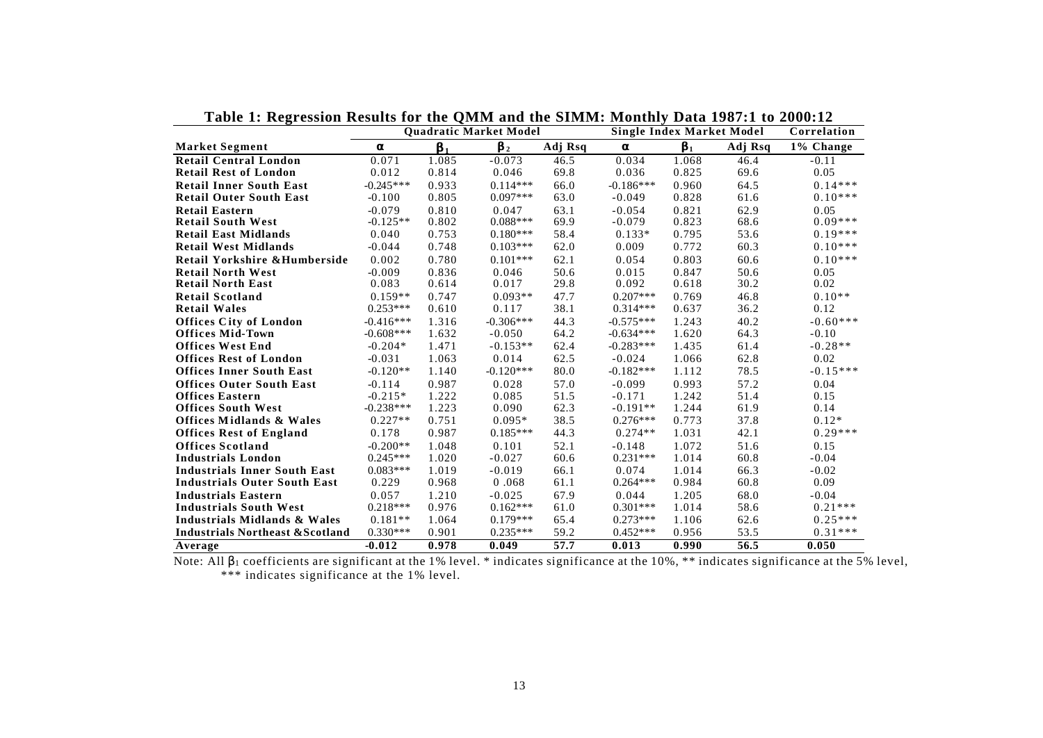**Table 1: Regression Results for the QMM and the SIMM: Monthly Data 1987:1 to 2000:12**

| | Quadratic Market Model | | | | Single Index Market Model | | | Correlation |
|---|---|---|---|---|---|---|---|---|
| **Market Segment** | $\alpha$ | $\beta_1$ | $\beta_2$ | Adj Rsq | $\alpha$ | $\beta_1$ | Adj Rsq | 1% Change |
| **Retail Central London** | 0.071 | 1.085 | -0.073 | 46.5 | 0.034 | 1.068 | 46.4 | -0.11 |
| **Retail Rest of London** | 0.012 | 0.814 | 0.046 | 69.8 | 0.036 | 0.825 | 69.6 | 0.05 |
| **Retail Inner South East** | -0.245*** | 0.933 | 0.114*** | 66.0 | -0.186*** | 0.960 | 64.5 | 0.14*** |
| **Retail Outer South East** | -0.100 | 0.805 | 0.097*** | 63.0 | -0.049 | 0.828 | 61.6 | 0.10*** |
| **Retail Eastern** | -0.079 | 0.810 | 0.047 | 63.1 | -0.054 | 0.821 | 62.9 | 0.05 |
| **Retail South West** | -0.125** | 0.802 | 0.088*** | 69.9 | -0.079 | 0.823 | 68.6 | 0.09*** |
| **Retail East Midlands** | 0.040 | 0.753 | 0.180*** | 58.4 | 0.133* | 0.795 | 53.6 | 0.19*** |
| **Retail West Midlands** | -0.044 | 0.748 | 0.103*** | 62.0 | 0.009 | 0.772 | 60.3 | 0.10*** |
| **Retail Yorkshire &Humberside** | 0.002 | 0.780 | 0.101*** | 62.1 | 0.054 | 0.803 | 60.6 | 0.10*** |
| **Retail North West** | -0.009 | 0.836 | 0.046 | 50.6 | 0.015 | 0.847 | 50.6 | 0.05 |
| **Retail North East** | 0.083 | 0.614 | 0.017 | 29.8 | 0.092 | 0.618 | 30.2 | 0.02 |
| **Retail Scotland** | 0.159** | 0.747 | 0.093** | 47.7 | 0.207*** | 0.769 | 46.8 | 0.10** |
| **Retail Wales** | 0.253*** | 0.610 | 0.117 | 38.1 | 0.314*** | 0.637 | 36.2 | 0.12 |
| **Offices City of London** | -0.416*** | 1.316 | -0.306*** | 44.3 | -0.575*** | 1.243 | 40.2 | -0.60*** |
| **Offices Mid-Town** | -0.608*** | 1.632 | -0.050 | 64.2 | -0.634*** | 1.620 | 64.3 | -0.10 |
| **Offices West End** | -0.204* | 1.471 | -0.153** | 62.4 | -0.283*** | 1.435 | 61.4 | -0.28** |
| **Offices Rest of London** | -0.031 | 1.063 | 0.014 | 62.5 | -0.024 | 1.066 | 62.8 | 0.02 |
| **Offices Inner South East** | -0.120** | 1.140 | -0.120*** | 80.0 | -0.182*** | 1.112 | 78.5 | -0.15*** |
| **Offices Outer South East** | -0.114 | 0.987 | 0.028 | 57.0 | -0.099 | 0.993 | 57.2 | 0.04 |
| **Offices Eastern** | -0.215* | 1.222 | 0.085 | 51.5 | -0.171 | 1.242 | 51.4 | 0.15 |
| **Offices South West** | -0.238*** | 1.223 | 0.090 | 62.3 | -0.191** | 1.244 | 61.9 | 0.14 |
| **Offices Midlands & Wales** | 0.227** | 0.751 | 0.095* | 38.5 | 0.276*** | 0.773 | 37.8 | 0.12* |
| **Offices Rest of England** | 0.178 | 0.987 | 0.185*** | 44.3 | 0.274** | 1.031 | 42.1 | 0.29*** |
| **Offices Scotland** | -0.200** | 1.048 | 0.101 | 52.1 | -0.148 | 1.072 | 51.6 | 0.15 |
| **Industrials London** | 0.245*** | 1.020 | -0.027 | 60.6 | 0.231*** | 1.014 | 60.8 | -0.04 |
| **Industrials Inner South East** | 0.083*** | 1.019 | -0.019 | 66.1 | 0.074 | 1.014 | 66.3 | -0.02 |
| **Industrials Outer South East** | 0.229 | 0.968 | 0 .068 | 61.1 | 0.264*** | 0.984 | 60.8 | 0.09 |
| **Industrials Eastern** | 0.057 | 1.210 | -0.025 | 67.9 | 0.044 | 1.205 | 68.0 | -0.04 |
| **Industrials South West** | 0.218*** | 0.976 | 0.162*** | 61.0 | 0.301*** | 1.014 | 58.6 | 0.21*** |
| **Industrials Midlands & Wales** | 0.181** | 1.064 | 0.179*** | 65.4 | 0.273*** | 1.106 | 62.6 | 0.25*** |
| **Industrials Northeast &Scotland** | 0.330*** | 0.901 | 0.235*** | 59.2 | 0.452*** | 0.956 | 53.5 | 0.31*** |
| **Average** | **-0.012** | **0.978** | **0.049** | **57.7** | **0.013** | **0.990** | **56.5** | **0.050** |

Note: All $\beta_1$ coefficients are significant at the 1% level. * indicates significance at the 10%, ** indicates significance at the 5% level, *** indicates significance at the 1% level.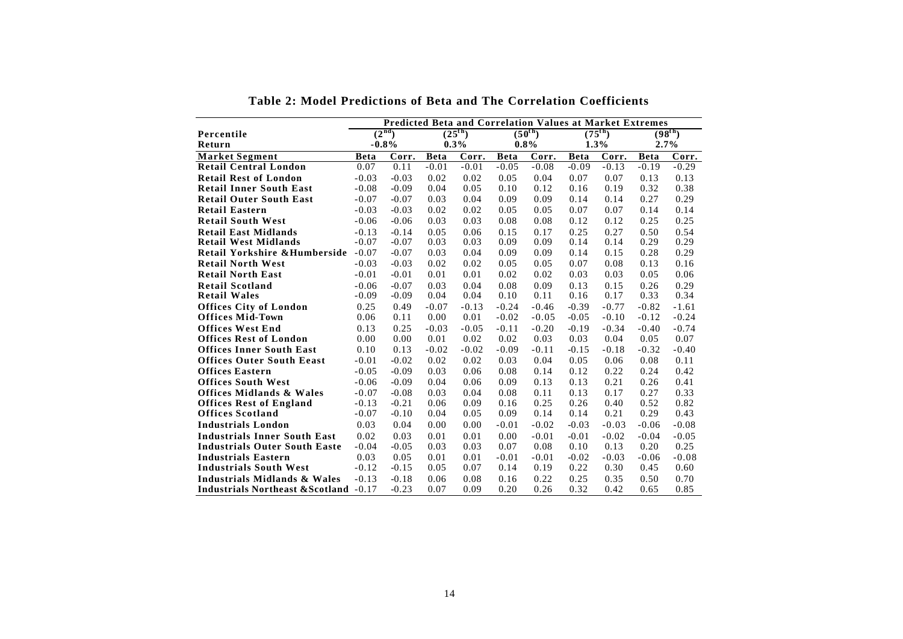**Table 2: Model Predictions of Beta and The Correlation Coefficients**

| | Predicted Beta and Correlation Values at Market Extremes | | | | | | | | | |
|---|---|---|---|---|---|---|---|---|---|---|
| Percentile | (2nd) | | (25th) | | (50th) | | (75th) | | (98th) | |
| Return | -0.8% | | 0.3% | | 0.8% | | 1.3% | | 2.7% | |
| **Market Segment** | **Beta** | **Corr.** | **Beta** | **Corr.** | **Beta** | **Corr.** | **Beta** | **Corr.** | **Beta** | **Corr.** |
| **Retail Central London** | 0.07 | 0.11 | -0.01 | -0.01 | -0.05 | -0.08 | -0.09 | -0.13 | -0.19 | -0.29 |
| **Retail Rest of London** | -0.03 | -0.03 | 0.02 | 0.02 | 0.05 | 0.04 | 0.07 | 0.07 | 0.13 | 0.13 |
| **Retail Inner South East** | -0.08 | -0.09 | 0.04 | 0.05 | 0.10 | 0.12 | 0.16 | 0.19 | 0.32 | 0.38 |
| **Retail Outer South East** | -0.07 | -0.07 | 0.03 | 0.04 | 0.09 | 0.09 | 0.14 | 0.14 | 0.27 | 0.29 |
| **Retail Eastern** | -0.03 | -0.03 | 0.02 | 0.02 | 0.05 | 0.05 | 0.07 | 0.07 | 0.14 | 0.14 |
| **Retail South West** | -0.06 | -0.06 | 0.03 | 0.03 | 0.08 | 0.08 | 0.12 | 0.12 | 0.25 | 0.25 |
| **Retail East Midlands** | -0.13 | -0.14 | 0.05 | 0.06 | 0.15 | 0.17 | 0.25 | 0.27 | 0.50 | 0.54 |
| **Retail West Midlands** | -0.07 | -0.07 | 0.03 | 0.03 | 0.09 | 0.09 | 0.14 | 0.14 | 0.29 | 0.29 |
| **Retail Yorkshire &Humberside** | -0.07 | -0.07 | 0.03 | 0.04 | 0.09 | 0.09 | 0.14 | 0.15 | 0.28 | 0.29 |
| **Retail North West** | -0.03 | -0.03 | 0.02 | 0.02 | 0.05 | 0.05 | 0.07 | 0.08 | 0.13 | 0.16 |
| **Retail North East** | -0.01 | -0.01 | 0.01 | 0.01 | 0.02 | 0.02 | 0.03 | 0.03 | 0.05 | 0.06 |
| **Retail Scotland** | -0.06 | -0.07 | 0.03 | 0.04 | 0.08 | 0.09 | 0.13 | 0.15 | 0.26 | 0.29 |
| **Retail Wales** | -0.09 | -0.09 | 0.04 | 0.04 | 0.10 | 0.11 | 0.16 | 0.17 | 0.33 | 0.34 |
| **Offices City of London** | 0.25 | 0.49 | -0.07 | -0.13 | -0.24 | -0.46 | -0.39 | -0.77 | -0.82 | -1.61 |
| **Offices Mid-Town** | 0.06 | 0.11 | 0.00 | 0.01 | -0.02 | -0.05 | -0.05 | -0.10 | -0.12 | -0.24 |
| **Offices West End** | 0.13 | 0.25 | -0.03 | -0.05 | -0.11 | -0.20 | -0.19 | -0.34 | -0.40 | -0.74 |
| **Offices Rest of London** | 0.00 | 0.00 | 0.01 | 0.02 | 0.02 | 0.03 | 0.03 | 0.04 | 0.05 | 0.07 |
| **Offices Inner South East** | 0.10 | 0.13 | -0.02 | -0.02 | -0.09 | -0.11 | -0.15 | -0.18 | -0.32 | -0.40 |
| **Offices Outer South Eeast** | -0.01 | -0.02 | 0.02 | 0.02 | 0.03 | 0.04 | 0.05 | 0.06 | 0.08 | 0.11 |
| **Offices Eastern** | -0.05 | -0.09 | 0.03 | 0.06 | 0.08 | 0.14 | 0.12 | 0.22 | 0.24 | 0.42 |
| **Offices South West** | -0.06 | -0.09 | 0.04 | 0.06 | 0.09 | 0.13 | 0.13 | 0.21 | 0.26 | 0.41 |
| **Offices Midlands & Wales** | -0.07 | -0.08 | 0.03 | 0.04 | 0.08 | 0.11 | 0.13 | 0.17 | 0.27 | 0.33 |
| **Offices Rest of England** | -0.13 | -0.21 | 0.06 | 0.09 | 0.16 | 0.25 | 0.26 | 0.40 | 0.52 | 0.82 |
| **Offices Scotland** | -0.07 | -0.10 | 0.04 | 0.05 | 0.09 | 0.14 | 0.14 | 0.21 | 0.29 | 0.43 |
| **Industrials London** | 0.03 | 0.04 | 0.00 | 0.00 | -0.01 | -0.02 | -0.03 | -0.03 | -0.06 | -0.08 |
| **Industrials Inner South East** | 0.02 | 0.03 | 0.01 | 0.01 | 0.00 | -0.01 | -0.01 | -0.02 | -0.04 | -0.05 |
| **Industrials Outer South Easte** | -0.04 | -0.05 | 0.03 | 0.03 | 0.07 | 0.08 | 0.10 | 0.13 | 0.20 | 0.25 |
| **Industrials Eastern** | 0.03 | 0.05 | 0.01 | 0.01 | -0.01 | -0.01 | -0.02 | -0.03 | -0.06 | -0.08 |
| **Industrials South West** | -0.12 | -0.15 | 0.05 | 0.07 | 0.14 | 0.19 | 0.22 | 0.30 | 0.45 | 0.60 |
| **Industrials Midlands & Wales** | -0.13 | -0.18 | 0.06 | 0.08 | 0.16 | 0.22 | 0.25 | 0.35 | 0.50 | 0.70 |
| **Industrials Northeast &Scotland** | -0.17 | -0.23 | 0.07 | 0.09 | 0.20 | 0.26 | 0.32 | 0.42 | 0.65 | 0.85 |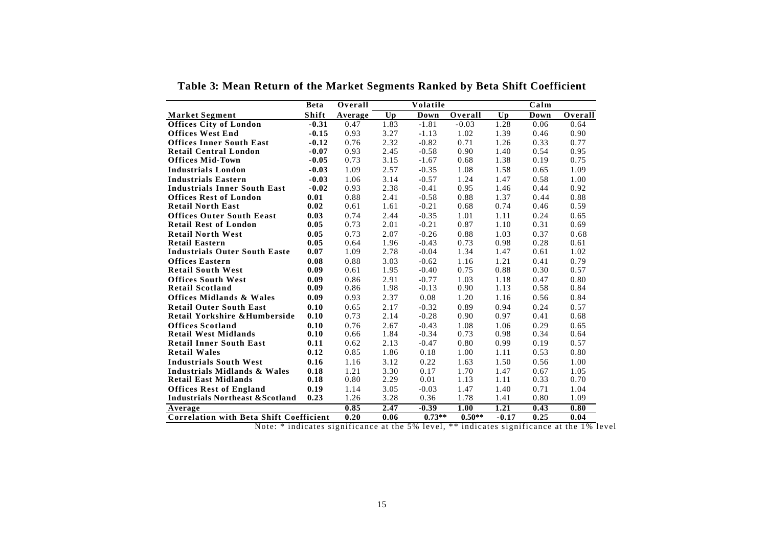## Table 3: Mean Return of the Market Segments Ranked by Beta Shift Coefficient

| Market Segment | Beta Shift | Overall Average | Volatile Up | Volatile Down | Volatile Overall | Calm Up | Calm Down | Calm Overall |
|---|---|---|---|---|---|---|---|---|
| Offices City of London | -0.31 | 0.47 | 1.83 | -1.81 | -0.03 | 1.28 | 0.06 | 0.64 |
| Offices West End | -0.15 | 0.93 | 3.27 | -1.13 | 1.02 | 1.39 | 0.46 | 0.90 |
| Offices Inner South East | -0.12 | 0.76 | 2.32 | -0.82 | 0.71 | 1.26 | 0.33 | 0.77 |
| Retail Central London | -0.07 | 0.93 | 2.45 | -0.58 | 0.90 | 1.40 | 0.54 | 0.95 |
| Offices Mid-Town | -0.05 | 0.73 | 3.15 | -1.67 | 0.68 | 1.38 | 0.19 | 0.75 |
| Industrials London | -0.03 | 1.09 | 2.57 | -0.35 | 1.08 | 1.58 | 0.65 | 1.09 |
| Industrials Eastern | -0.03 | 1.06 | 3.14 | -0.57 | 1.24 | 1.47 | 0.58 | 1.00 |
| Industrials Inner South East | -0.02 | 0.93 | 2.38 | -0.41 | 0.95 | 1.46 | 0.44 | 0.92 |
| Offices Rest of London | 0.01 | 0.88 | 2.41 | -0.58 | 0.88 | 1.37 | 0.44 | 0.88 |
| Retail North East | 0.02 | 0.61 | 1.61 | -0.21 | 0.68 | 0.74 | 0.46 | 0.59 |
| Offices Outer South Eeast | 0.03 | 0.74 | 2.44 | -0.35 | 1.01 | 1.11 | 0.24 | 0.65 |
| Retail Rest of London | 0.05 | 0.73 | 2.01 | -0.21 | 0.87 | 1.10 | 0.31 | 0.69 |
| Retail North West | 0.05 | 0.73 | 2.07 | -0.26 | 0.88 | 1.03 | 0.37 | 0.68 |
| Retail Eastern | 0.05 | 0.64 | 1.96 | -0.43 | 0.73 | 0.98 | 0.28 | 0.61 |
| Industrials Outer South Easte | 0.07 | 1.09 | 2.78 | -0.04 | 1.34 | 1.47 | 0.61 | 1.02 |
| Offices Eastern | 0.08 | 0.88 | 3.03 | -0.62 | 1.16 | 1.21 | 0.41 | 0.79 |
| Retail South West | 0.09 | 0.61 | 1.95 | -0.40 | 0.75 | 0.88 | 0.30 | 0.57 |
| Offices South West | 0.09 | 0.86 | 2.91 | -0.77 | 1.03 | 1.18 | 0.47 | 0.80 |
| Retail Scotland | 0.09 | 0.86 | 1.98 | -0.13 | 0.90 | 1.13 | 0.58 | 0.84 |
| Offices Midlands & Wales | 0.09 | 0.93 | 2.37 | 0.08 | 1.20 | 1.16 | 0.56 | 0.84 |
| Retail Outer South East | 0.10 | 0.65 | 2.17 | -0.32 | 0.89 | 0.94 | 0.24 | 0.57 |
| Retail Yorkshire &Humberside | 0.10 | 0.73 | 2.14 | -0.28 | 0.90 | 0.97 | 0.41 | 0.68 |
| Offices Scotland | 0.10 | 0.76 | 2.67 | -0.43 | 1.08 | 1.06 | 0.29 | 0.65 |
| Retail West Midlands | 0.10 | 0.66 | 1.84 | -0.34 | 0.73 | 0.98 | 0.34 | 0.64 |
| Retail Inner South East | 0.11 | 0.62 | 2.13 | -0.47 | 0.80 | 0.99 | 0.19 | 0.57 |
| Retail Wales | 0.12 | 0.85 | 1.86 | 0.18 | 1.00 | 1.11 | 0.53 | 0.80 |
| Industrials South West | 0.16 | 1.16 | 3.12 | 0.22 | 1.63 | 1.50 | 0.56 | 1.00 |
| Industrials Midlands & Wales | 0.18 | 1.21 | 3.30 | 0.17 | 1.70 | 1.47 | 0.67 | 1.05 |
| Retail East Midlands | 0.18 | 0.80 | 2.29 | 0.01 | 1.13 | 1.11 | 0.33 | 0.70 |
| Offices Rest of England | 0.19 | 1.14 | 3.05 | -0.03 | 1.47 | 1.40 | 0.71 | 1.04 |
| Industrials Northeast &Scotland | 0.23 | 1.26 | 3.28 | 0.36 | 1.78 | 1.41 | 0.80 | 1.09 |
| **Average** | | **0.85** | **2.47** | **-0.39** | **1.00** | **1.21** | **0.43** | **0.80** |
| **Correlation with Beta Shift Coefficient** | | **0.20** | **0.06** | **0.73**** | **0.50**** | **-0.17** | **0.25** | **0.04** |

Note: * indicates significance at the 5% level, ** indicates significance at the 1% level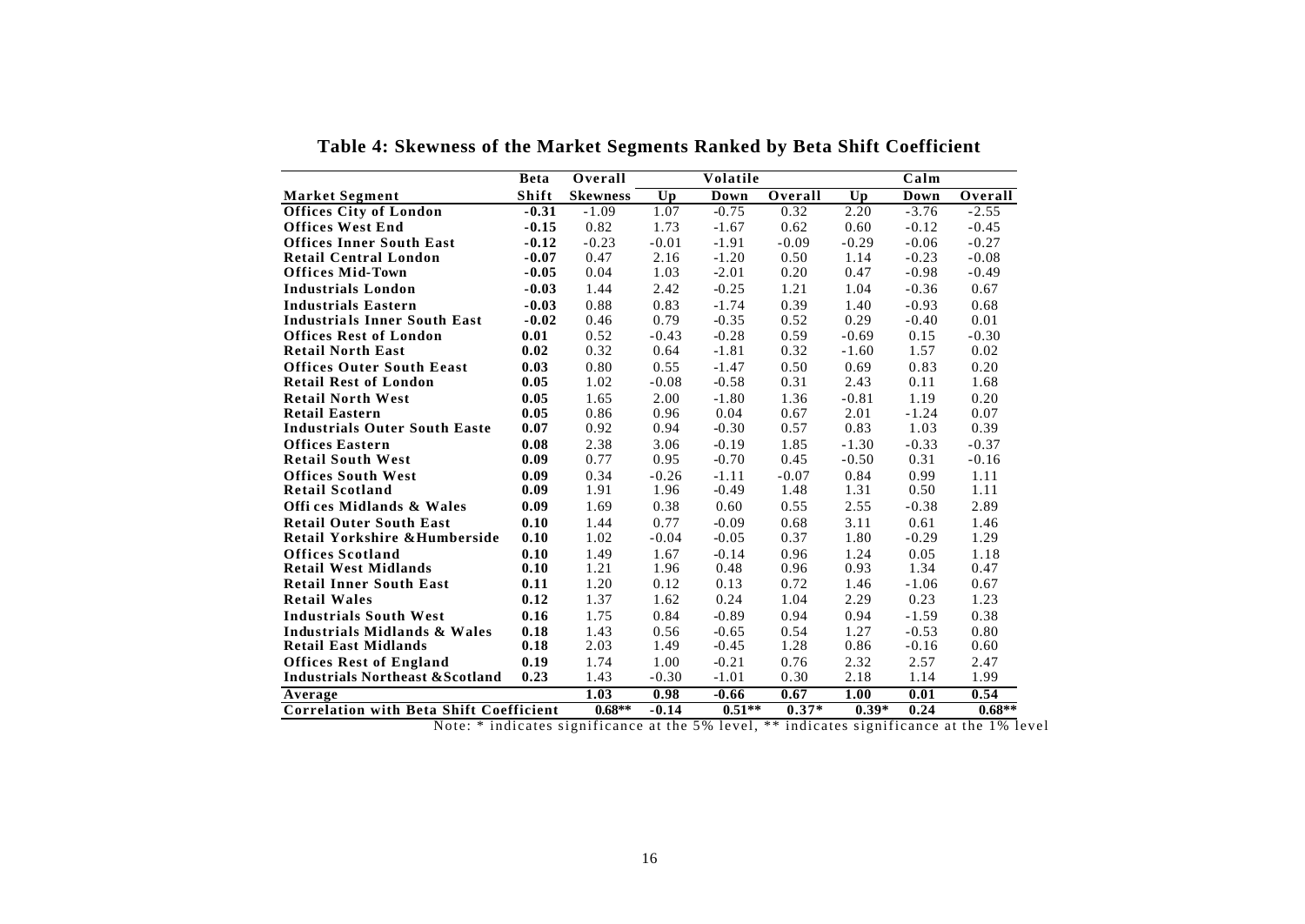**Table 4: Skewness of the Market Segments Ranked by Beta Shift Coefficient**

| Market Segment | Beta Shift | Overall Skewness | Volatile Up | Volatile Down | Volatile Overall | Calm Up | Calm Down | Calm Overall |
|---|---|---|---|---|---|---|---|---|
| Offices City of London | -0.31 | -1.09 | 1.07 | -0.75 | 0.32 | 2.20 | -3.76 | -2.55 |
| Offices West End | -0.15 | 0.82 | 1.73 | -1.67 | 0.62 | 0.60 | -0.12 | -0.45 |
| Offices Inner South East | -0.12 | -0.23 | -0.01 | -1.91 | -0.09 | -0.29 | -0.06 | -0.27 |
| Retail Central London | -0.07 | 0.47 | 2.16 | -1.20 | 0.50 | 1.14 | -0.23 | -0.08 |
| Offices Mid-Town | -0.05 | 0.04 | 1.03 | -2.01 | 0.20 | 0.47 | -0.98 | -0.49 |
| Industrials London | -0.03 | 1.44 | 2.42 | -0.25 | 1.21 | 1.04 | -0.36 | 0.67 |
| Industrials Eastern | -0.03 | 0.88 | 0.83 | -1.74 | 0.39 | 1.40 | -0.93 | 0.68 |
| Industrials Inner South East | -0.02 | 0.46 | 0.79 | -0.35 | 0.52 | 0.29 | -0.40 | 0.01 |
| Offices Rest of London | 0.01 | 0.52 | -0.43 | -0.28 | 0.59 | -0.69 | 0.15 | -0.30 |
| Retail North East | 0.02 | 0.32 | 0.64 | -1.81 | 0.32 | -1.60 | 1.57 | 0.02 |
| Offices Outer South Eeast | 0.03 | 0.80 | 0.55 | -1.47 | 0.50 | 0.69 | 0.83 | 0.20 |
| Retail Rest of London | 0.05 | 1.02 | -0.08 | -0.58 | 0.31 | 2.43 | 0.11 | 1.68 |
| Retail North West | 0.05 | 1.65 | 2.00 | -1.80 | 1.36 | -0.81 | 1.19 | 0.20 |
| Retail Eastern | 0.05 | 0.86 | 0.96 | 0.04 | 0.67 | 2.01 | -1.24 | 0.07 |
| Industrials Outer South Easte | 0.07 | 0.92 | 0.94 | -0.30 | 0.57 | 0.83 | 1.03 | 0.39 |
| Offices Eastern | 0.08 | 2.38 | 3.06 | -0.19 | 1.85 | -1.30 | -0.33 | -0.37 |
| Retail South West | 0.09 | 0.77 | 0.95 | -0.70 | 0.45 | -0.50 | 0.31 | -0.16 |
| Offices South West | 0.09 | 0.34 | -0.26 | -1.11 | -0.07 | 0.84 | 0.99 | 1.11 |
| Retail Scotland | 0.09 | 1.91 | 1.96 | -0.49 | 1.48 | 1.31 | 0.50 | 1.11 |
| Offices Midlands & Wales | 0.09 | 1.69 | 0.38 | 0.60 | 0.55 | 2.55 | -0.38 | 2.89 |
| Retail Outer South East | 0.10 | 1.44 | 0.77 | -0.09 | 0.68 | 3.11 | 0.61 | 1.46 |
| Retail Yorkshire &Humberside | 0.10 | 1.02 | -0.04 | -0.05 | 0.37 | 1.80 | -0.29 | 1.29 |
| Offices Scotland | 0.10 | 1.49 | 1.67 | -0.14 | 0.96 | 1.24 | 0.05 | 1.18 |
| Retail West Midlands | 0.10 | 1.21 | 1.96 | 0.48 | 0.96 | 0.93 | 1.34 | 0.47 |
| Retail Inner South East | 0.11 | 1.20 | 0.12 | 0.13 | 0.72 | 1.46 | -1.06 | 0.67 |
| Retail Wales | 0.12 | 1.37 | 1.62 | 0.24 | 1.04 | 2.29 | 0.23 | 1.23 |
| Industrials South West | 0.16 | 1.75 | 0.84 | -0.89 | 0.94 | 0.94 | -1.59 | 0.38 |
| Industrials Midlands & Wales | 0.18 | 1.43 | 0.56 | -0.65 | 0.54 | 1.27 | -0.53 | 0.80 |
| Retail East Midlands | 0.18 | 2.03 | 1.49 | -0.45 | 1.28 | 0.86 | -0.16 | 0.60 |
| Offices Rest of England | 0.19 | 1.74 | 1.00 | -0.21 | 0.76 | 2.32 | 2.57 | 2.47 |
| Industrials Northeast &Scotland | 0.23 | 1.43 | -0.30 | -1.01 | 0.30 | 2.18 | 1.14 | 1.99 |
| **Average** | | **1.03** | **0.98** | **-0.66** | **0.67** | **1.00** | **0.01** | **0.54** |
| **Correlation with Beta Shift Coefficient** | | **0.68**\*\* | **-0.14** | **0.51**\*\* | **0.37**\* | **0.39**\* | **0.24** | **0.68**\*\* |

Note: * indicates significance at the 5% level, ** indicates significance at the 1% level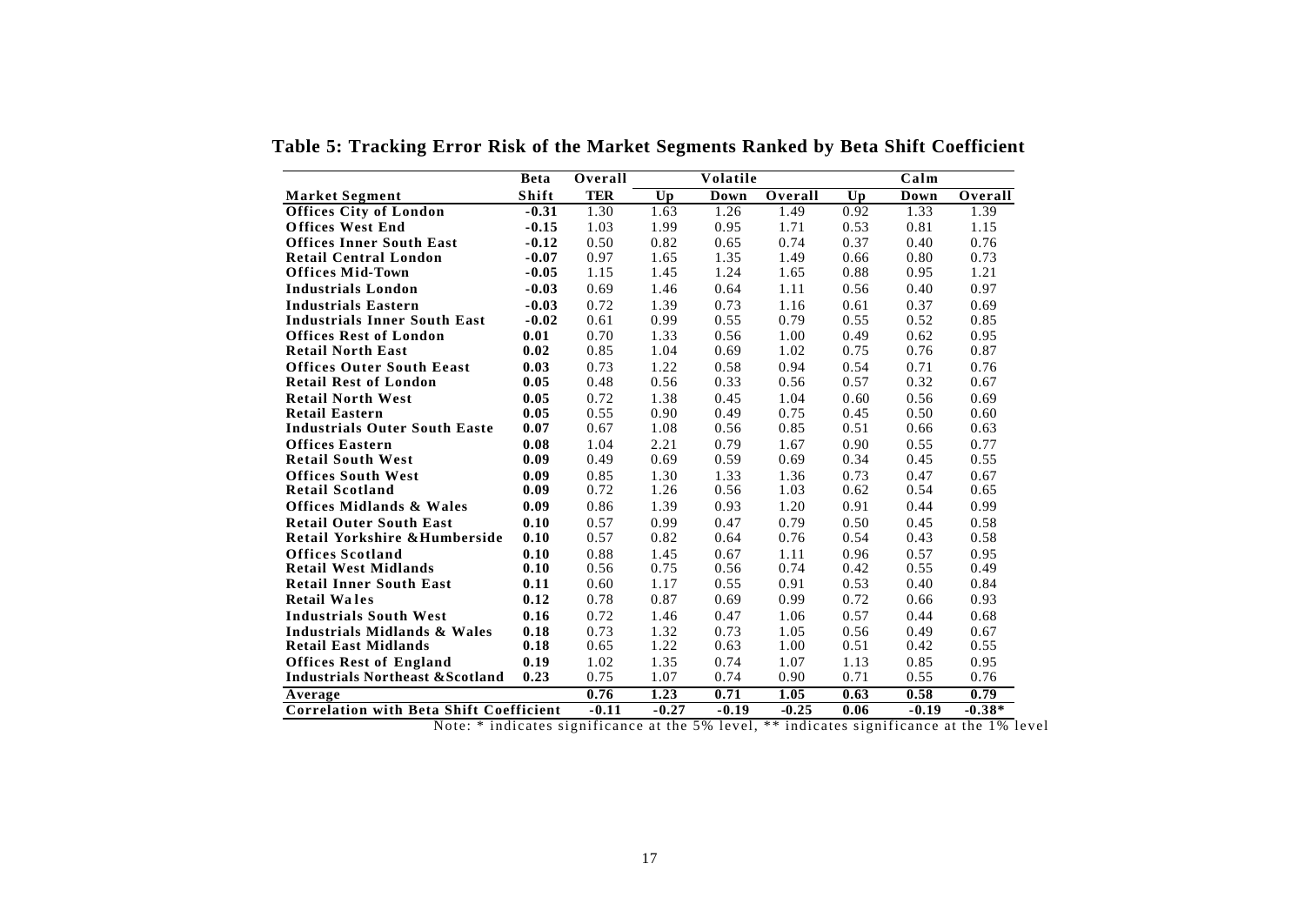**Table 5: Tracking Error Risk of the Market Segments Ranked by Beta Shift Coefficient**

| | Beta | Overall | Volatile | | | Calm | | |
|---|---|---|---|---|---|---|---|---|
| **Market Segment** | **Shift** | **TER** | **Up** | **Down** | **Overall** | **Up** | **Down** | **Overall** |
| **Offices City of London** | **-0.31** | 1.30 | 1.63 | 1.26 | 1.49 | 0.92 | 1.33 | 1.39 |
| **Offices West End** | **-0.15** | 1.03 | 1.99 | 0.95 | 1.71 | 0.53 | 0.81 | 1.15 |
| **Offices Inner South East** | **-0.12** | 0.50 | 0.82 | 0.65 | 0.74 | 0.37 | 0.40 | 0.76 |
| **Retail Central London** | **-0.07** | 0.97 | 1.65 | 1.35 | 1.49 | 0.66 | 0.80 | 0.73 |
| **Offices Mid-Town** | **-0.05** | 1.15 | 1.45 | 1.24 | 1.65 | 0.88 | 0.95 | 1.21 |
| **Industrials London** | **-0.03** | 0.69 | 1.46 | 0.64 | 1.11 | 0.56 | 0.40 | 0.97 |
| **Industrials Eastern** | **-0.03** | 0.72 | 1.39 | 0.73 | 1.16 | 0.61 | 0.37 | 0.69 |
| **Industrials Inner South East** | **-0.02** | 0.61 | 0.99 | 0.55 | 0.79 | 0.55 | 0.52 | 0.85 |
| **Offices Rest of London** | **0.01** | 0.70 | 1.33 | 0.56 | 1.00 | 0.49 | 0.62 | 0.95 |
| **Retail North East** | **0.02** | 0.85 | 1.04 | 0.69 | 1.02 | 0.75 | 0.76 | 0.87 |
| **Offices Outer South Eeast** | **0.03** | 0.73 | 1.22 | 0.58 | 0.94 | 0.54 | 0.71 | 0.76 |
| **Retail Rest of London** | **0.05** | 0.48 | 0.56 | 0.33 | 0.56 | 0.57 | 0.32 | 0.67 |
| **Retail North West** | **0.05** | 0.72 | 1.38 | 0.45 | 1.04 | 0.60 | 0.56 | 0.69 |
| **Retail Eastern** | **0.05** | 0.55 | 0.90 | 0.49 | 0.75 | 0.45 | 0.50 | 0.60 |
| **Industrials Outer South Easte** | **0.07** | 0.67 | 1.08 | 0.56 | 0.85 | 0.51 | 0.66 | 0.63 |
| **Offices Eastern** | **0.08** | 1.04 | 2.21 | 0.79 | 1.67 | 0.90 | 0.55 | 0.77 |
| **Retail South West** | **0.09** | 0.49 | 0.69 | 0.59 | 0.69 | 0.34 | 0.45 | 0.55 |
| **Offices South West** | **0.09** | 0.85 | 1.30 | 1.33 | 1.36 | 0.73 | 0.47 | 0.67 |
| **Retail Scotland** | **0.09** | 0.72 | 1.26 | 0.56 | 1.03 | 0.62 | 0.54 | 0.65 |
| **Offices Midlands & Wales** | **0.09** | 0.86 | 1.39 | 0.93 | 1.20 | 0.91 | 0.44 | 0.99 |
| **Retail Outer South East** | **0.10** | 0.57 | 0.99 | 0.47 | 0.79 | 0.50 | 0.45 | 0.58 |
| **Retail Yorkshire &Humberside** | **0.10** | 0.57 | 0.82 | 0.64 | 0.76 | 0.54 | 0.43 | 0.58 |
| **Offices Scotland** | **0.10** | 0.88 | 1.45 | 0.67 | 1.11 | 0.96 | 0.57 | 0.95 |
| **Retail West Midlands** | **0.10** | 0.56 | 0.75 | 0.56 | 0.74 | 0.42 | 0.55 | 0.49 |
| **Retail Inner South East** | **0.11** | 0.60 | 1.17 | 0.55 | 0.91 | 0.53 | 0.40 | 0.84 |
| **Retail Wales** | **0.12** | 0.78 | 0.87 | 0.69 | 0.99 | 0.72 | 0.66 | 0.93 |
| **Industrials South West** | **0.16** | 0.72 | 1.46 | 0.47 | 1.06 | 0.57 | 0.44 | 0.68 |
| **Industrials Midlands & Wales** | **0.18** | 0.73 | 1.32 | 0.73 | 1.05 | 0.56 | 0.49 | 0.67 |
| **Retail East Midlands** | **0.18** | 0.65 | 1.22 | 0.63 | 1.00 | 0.51 | 0.42 | 0.55 |
| **Offices Rest of England** | **0.19** | 1.02 | 1.35 | 0.74 | 1.07 | 1.13 | 0.85 | 0.95 |
| **Industrials Northeast &Scotland** | **0.23** | 0.75 | 1.07 | 0.74 | 0.90 | 0.71 | 0.55 | 0.76 |
| **Average** | | **0.76** | **1.23** | **0.71** | **1.05** | **0.63** | **0.58** | **0.79** |
| **Correlation with Beta Shift Coefficient** | | **-0.11** | **-0.27** | **-0.19** | **-0.25** | **0.06** | **-0.19** | **-0.38*** |

Note: * indicates significance at the 5% level, ** indicates significance at the 1% level